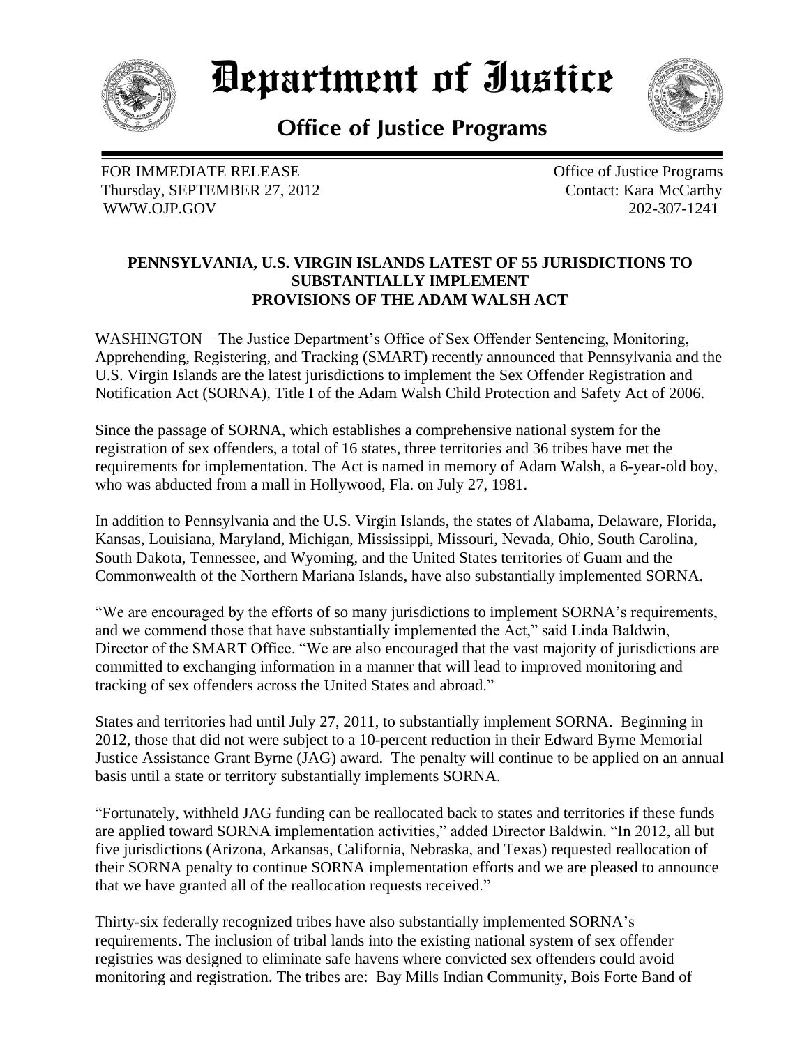# Department of Justice

## Office of Justice Programs

FOR IMMEDIATE RELEASE
Thursday, SEPTEMBER 27, 2012
WWW.OJP.GOV

Office of Justice Programs
Contact: Kara McCarthy
202-307-1241

### PENNSYLVANIA, U.S. VIRGIN ISLANDS LATEST OF 55 JURISDICTIONS TO SUBSTANTIALLY IMPLEMENT PROVISIONS OF THE ADAM WALSH ACT

WASHINGTON – The Justice Department's Office of Sex Offender Sentencing, Monitoring, Apprehending, Registering, and Tracking (SMART) recently announced that Pennsylvania and the U.S. Virgin Islands are the latest jurisdictions to implement the Sex Offender Registration and Notification Act (SORNA), Title I of the Adam Walsh Child Protection and Safety Act of 2006.

Since the passage of SORNA, which establishes a comprehensive national system for the registration of sex offenders, a total of 16 states, three territories and 36 tribes have met the requirements for implementation. The Act is named in memory of Adam Walsh, a 6-year-old boy, who was abducted from a mall in Hollywood, Fla. on July 27, 1981.

In addition to Pennsylvania and the U.S. Virgin Islands, the states of Alabama, Delaware, Florida, Kansas, Louisiana, Maryland, Michigan, Mississippi, Missouri, Nevada, Ohio, South Carolina, South Dakota, Tennessee, and Wyoming, and the United States territories of Guam and the Commonwealth of the Northern Mariana Islands, have also substantially implemented SORNA.

"We are encouraged by the efforts of so many jurisdictions to implement SORNA's requirements, and we commend those that have substantially implemented the Act," said Linda Baldwin, Director of the SMART Office. "We are also encouraged that the vast majority of jurisdictions are committed to exchanging information in a manner that will lead to improved monitoring and tracking of sex offenders across the United States and abroad."

States and territories had until July 27, 2011, to substantially implement SORNA. Beginning in 2012, those that did not were subject to a 10-percent reduction in their Edward Byrne Memorial Justice Assistance Grant Byrne (JAG) award. The penalty will continue to be applied on an annual basis until a state or territory substantially implements SORNA.

"Fortunately, withheld JAG funding can be reallocated back to states and territories if these funds are applied toward SORNA implementation activities," added Director Baldwin. "In 2012, all but five jurisdictions (Arizona, Arkansas, California, Nebraska, and Texas) requested reallocation of their SORNA penalty to continue SORNA implementation efforts and we are pleased to announce that we have granted all of the reallocation requests received."

Thirty-six federally recognized tribes have also substantially implemented SORNA's requirements. The inclusion of tribal lands into the existing national system of sex offender registries was designed to eliminate safe havens where convicted sex offenders could avoid monitoring and registration. The tribes are: Bay Mills Indian Community, Bois Forte Band of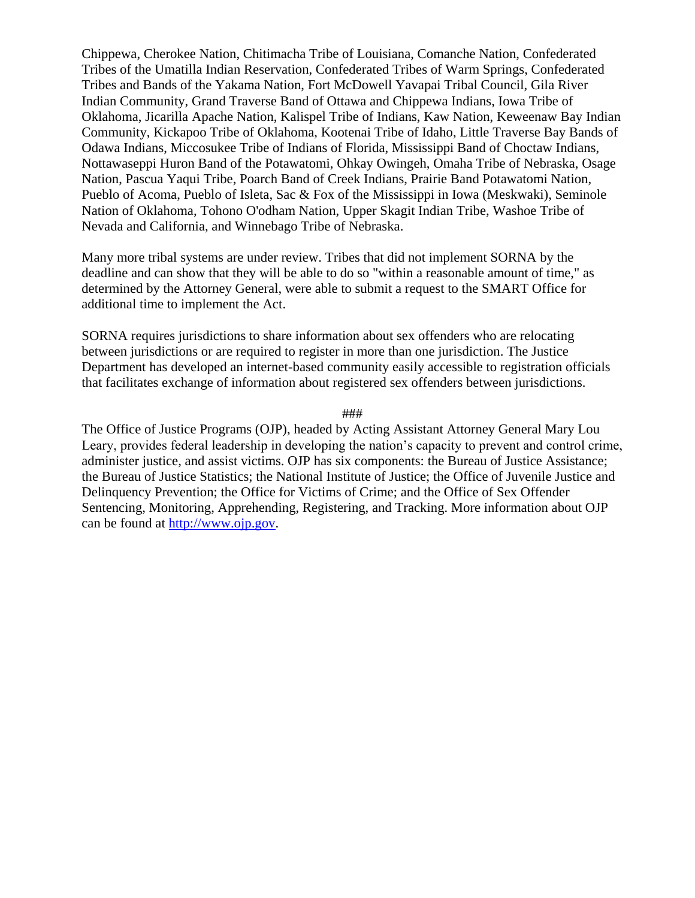Chippewa, Cherokee Nation, Chitimacha Tribe of Louisiana, Comanche Nation, Confederated Tribes of the Umatilla Indian Reservation, Confederated Tribes of Warm Springs, Confederated Tribes and Bands of the Yakama Nation, Fort McDowell Yavapai Tribal Council, Gila River Indian Community, Grand Traverse Band of Ottawa and Chippewa Indians, Iowa Tribe of Oklahoma, Jicarilla Apache Nation, Kalispel Tribe of Indians, Kaw Nation, Keweenaw Bay Indian Community, Kickapoo Tribe of Oklahoma, Kootenai Tribe of Idaho, Little Traverse Bay Bands of Odawa Indians, Miccosukee Tribe of Indians of Florida, Mississippi Band of Choctaw Indians, Nottawaseppi Huron Band of the Potawatomi, Ohkay Owingeh, Omaha Tribe of Nebraska, Osage Nation, Pascua Yaqui Tribe, Poarch Band of Creek Indians, Prairie Band Potawatomi Nation, Pueblo of Acoma, Pueblo of Isleta, Sac & Fox of the Mississippi in Iowa (Meskwaki), Seminole Nation of Oklahoma, Tohono O'odham Nation, Upper Skagit Indian Tribe, Washoe Tribe of Nevada and California, and Winnebago Tribe of Nebraska.

Many more tribal systems are under review. Tribes that did not implement SORNA by the deadline and can show that they will be able to do so "within a reasonable amount of time," as determined by the Attorney General, were able to submit a request to the SMART Office for additional time to implement the Act.

SORNA requires jurisdictions to share information about sex offenders who are relocating between jurisdictions or are required to register in more than one jurisdiction. The Justice Department has developed an internet-based community easily accessible to registration officials that facilitates exchange of information about registered sex offenders between jurisdictions.

###

The Office of Justice Programs (OJP), headed by Acting Assistant Attorney General Mary Lou Leary, provides federal leadership in developing the nation's capacity to prevent and control crime, administer justice, and assist victims. OJP has six components: the Bureau of Justice Assistance; the Bureau of Justice Statistics; the National Institute of Justice; the Office of Juvenile Justice and Delinquency Prevention; the Office for Victims of Crime; and the Office of Sex Offender Sentencing, Monitoring, Apprehending, Registering, and Tracking. More information about OJP can be found at [http://www.ojp.gov](http://www.ojp.gov).